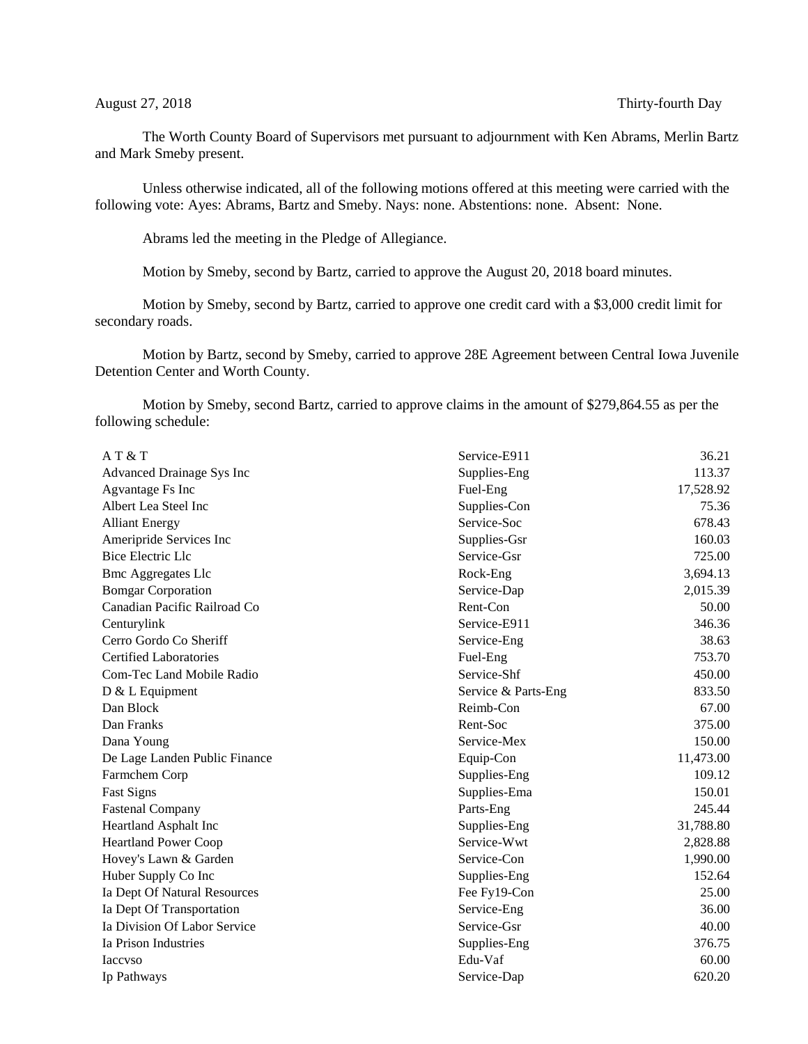August 27, 2018 Thirty-fourth Day

The Worth County Board of Supervisors met pursuant to adjournment with Ken Abrams, Merlin Bartz and Mark Smeby present.

Unless otherwise indicated, all of the following motions offered at this meeting were carried with the following vote: Ayes: Abrams, Bartz and Smeby. Nays: none. Abstentions: none. Absent: None.

Abrams led the meeting in the Pledge of Allegiance.

Motion by Smeby, second by Bartz, carried to approve the August 20, 2018 board minutes.

Motion by Smeby, second by Bartz, carried to approve one credit card with a $3,000 credit limit for secondary roads.

Motion by Bartz, second by Smeby, carried to approve 28E Agreement between Central Iowa Juvenile Detention Center and Worth County.

Motion by Smeby, second Bartz, carried to approve claims in the amount of $279,864.55 as per the following schedule:

| | | |
|---|---|---|
| A T & T | Service-E911 | 36.21 |
| Advanced Drainage Sys Inc | Supplies-Eng | 113.37 |
| Agvantage Fs Inc | Fuel-Eng | 17,528.92 |
| Albert Lea Steel Inc | Supplies-Con | 75.36 |
| Alliant Energy | Service-Soc | 678.43 |
| Ameripride Services Inc | Supplies-Gsr | 160.03 |
| Bice Electric Llc | Service-Gsr | 725.00 |
| Bmc Aggregates Llc | Rock-Eng | 3,694.13 |
| Bomgar Corporation | Service-Dap | 2,015.39 |
| Canadian Pacific Railroad Co | Rent-Con | 50.00 |
| Centurylink | Service-E911 | 346.36 |
| Cerro Gordo Co Sheriff | Service-Eng | 38.63 |
| Certified Laboratories | Fuel-Eng | 753.70 |
| Com-Tec Land Mobile Radio | Service-Shf | 450.00 |
| D & L Equipment | Service & Parts-Eng | 833.50 |
| Dan Block | Reimb-Con | 67.00 |
| Dan Franks | Rent-Soc | 375.00 |
| Dana Young | Service-Mex | 150.00 |
| De Lage Landen Public Finance | Equip-Con | 11,473.00 |
| Farmchem Corp | Supplies-Eng | 109.12 |
| Fast Signs | Supplies-Ema | 150.01 |
| Fastenal Company | Parts-Eng | 245.44 |
| Heartland Asphalt Inc | Supplies-Eng | 31,788.80 |
| Heartland Power Coop | Service-Wwt | 2,828.88 |
| Hovey's Lawn & Garden | Service-Con | 1,990.00 |
| Huber Supply Co Inc | Supplies-Eng | 152.64 |
| Ia Dept Of Natural Resources | Fee Fy19-Con | 25.00 |
| Ia Dept Of Transportation | Service-Eng | 36.00 |
| Ia Division Of Labor Service | Service-Gsr | 40.00 |
| Ia Prison Industries | Supplies-Eng | 376.75 |
| Iaccvso | Edu-Vaf | 60.00 |
| Ip Pathways | Service-Dap | 620.20 |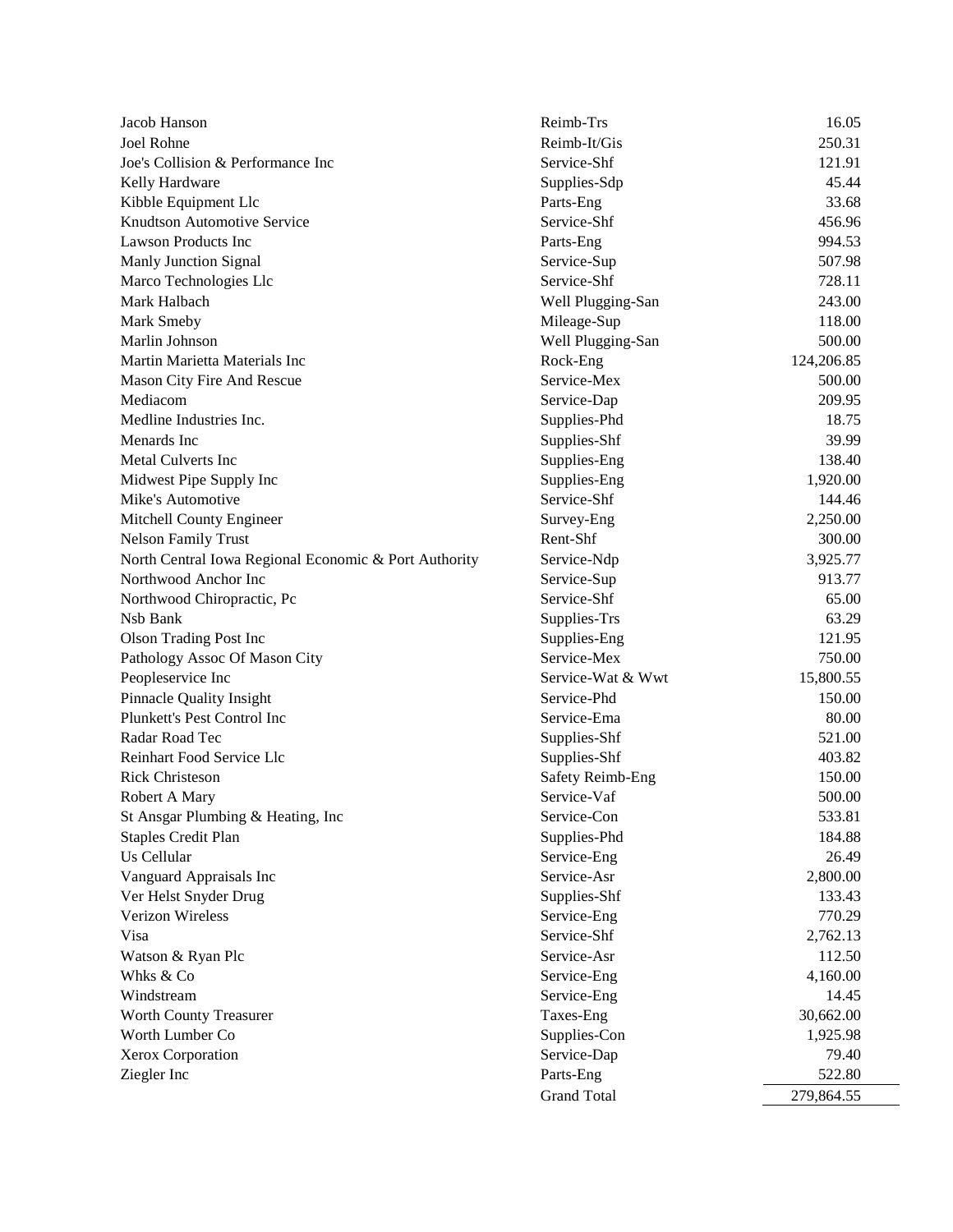| | | |
|---|---|---|
| Jacob Hanson | Reimb-Trs | 16.05 |
| Joel Rohne | Reimb-It/Gis | 250.31 |
| Joe's Collision & Performance Inc | Service-Shf | 121.91 |
| Kelly Hardware | Supplies-Sdp | 45.44 |
| Kibble Equipment Llc | Parts-Eng | 33.68 |
| Knudtson Automotive Service | Service-Shf | 456.96 |
| Lawson Products Inc | Parts-Eng | 994.53 |
| Manly Junction Signal | Service-Sup | 507.98 |
| Marco Technologies Llc | Service-Shf | 728.11 |
| Mark Halbach | Well Plugging-San | 243.00 |
| Mark Smeby | Mileage-Sup | 118.00 |
| Marlin Johnson | Well Plugging-San | 500.00 |
| Martin Marietta Materials Inc | Rock-Eng | 124,206.85 |
| Mason City Fire And Rescue | Service-Mex | 500.00 |
| Mediacom | Service-Dap | 209.95 |
| Medline Industries Inc. | Supplies-Phd | 18.75 |
| Menards Inc | Supplies-Shf | 39.99 |
| Metal Culverts Inc | Supplies-Eng | 138.40 |
| Midwest Pipe Supply Inc | Supplies-Eng | 1,920.00 |
| Mike's Automotive | Service-Shf | 144.46 |
| Mitchell County Engineer | Survey-Eng | 2,250.00 |
| Nelson Family Trust | Rent-Shf | 300.00 |
| North Central Iowa Regional Economic & Port Authority | Service-Ndp | 3,925.77 |
| Northwood Anchor Inc | Service-Sup | 913.77 |
| Northwood Chiropractic, Pc | Service-Shf | 65.00 |
| Nsb Bank | Supplies-Trs | 63.29 |
| Olson Trading Post Inc | Supplies-Eng | 121.95 |
| Pathology Assoc Of Mason City | Service-Mex | 750.00 |
| Peopleservice Inc | Service-Wat & Wwt | 15,800.55 |
| Pinnacle Quality Insight | Service-Phd | 150.00 |
| Plunkett's Pest Control Inc | Service-Ema | 80.00 |
| Radar Road Tec | Supplies-Shf | 521.00 |
| Reinhart Food Service Llc | Supplies-Shf | 403.82 |
| Rick Christeson | Safety Reimb-Eng | 150.00 |
| Robert A Mary | Service-Vaf | 500.00 |
| St Ansgar Plumbing & Heating, Inc | Service-Con | 533.81 |
| Staples Credit Plan | Supplies-Phd | 184.88 |
| Us Cellular | Service-Eng | 26.49 |
| Vanguard Appraisals Inc | Service-Asr | 2,800.00 |
| Ver Helst Snyder Drug | Supplies-Shf | 133.43 |
| Verizon Wireless | Service-Eng | 770.29 |
| Visa | Service-Shf | 2,762.13 |
| Watson & Ryan Plc | Service-Asr | 112.50 |
| Whks & Co | Service-Eng | 4,160.00 |
| Windstream | Service-Eng | 14.45 |
| Worth County Treasurer | Taxes-Eng | 30,662.00 |
| Worth Lumber Co | Supplies-Con | 1,925.98 |
| Xerox Corporation | Service-Dap | 79.40 |
| Ziegler Inc | Parts-Eng | 522.80 |
| | Grand Total | 279,864.55 |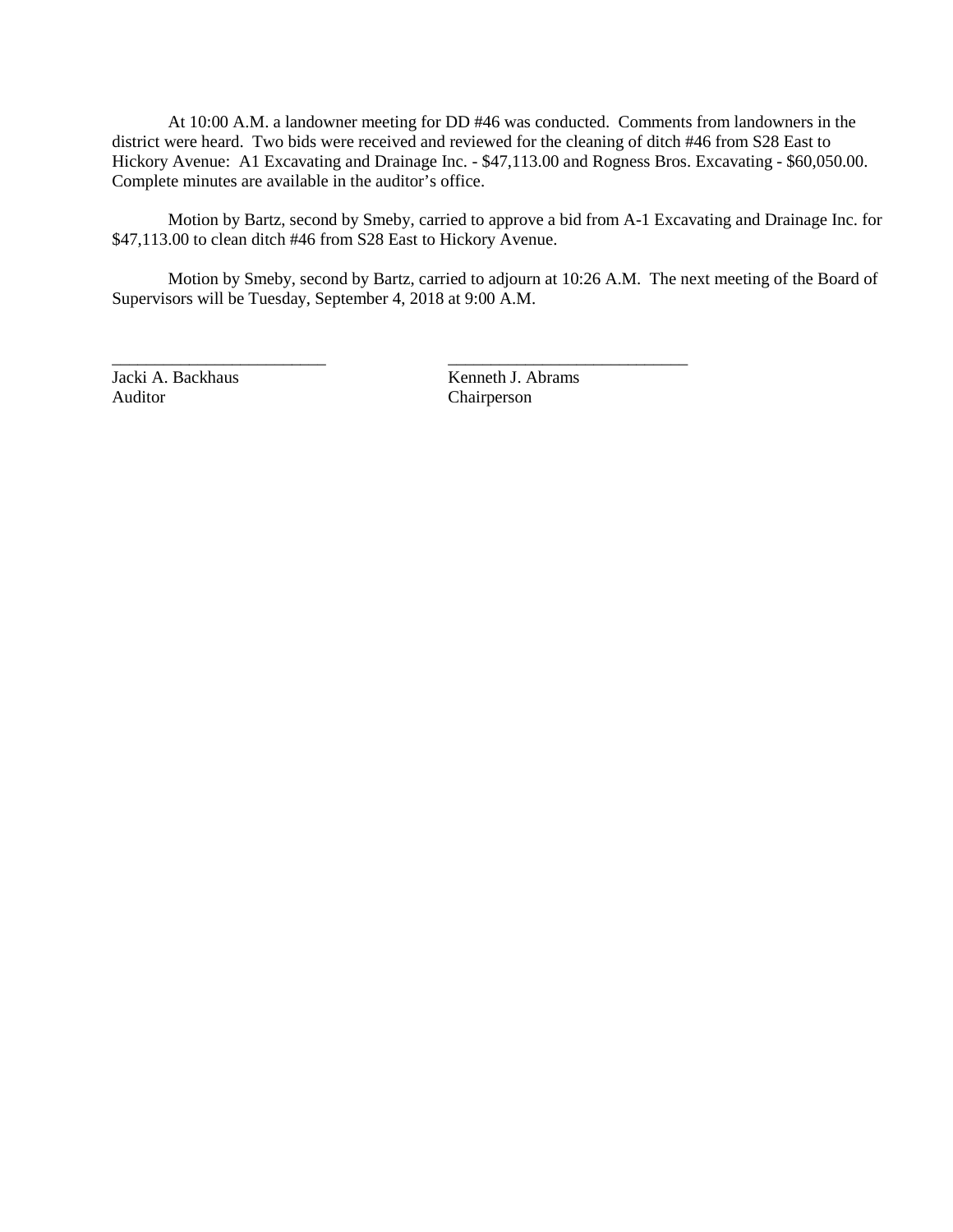At 10:00 A.M. a landowner meeting for DD #46 was conducted. Comments from landowners in the district were heard. Two bids were received and reviewed for the cleaning of ditch #46 from S28 East to Hickory Avenue: A1 Excavating and Drainage Inc. - $47,113.00 and Rogness Bros. Excavating - $60,050.00. Complete minutes are available in the auditor's office.

Motion by Bartz, second by Smeby, carried to approve a bid from A-1 Excavating and Drainage Inc. for $47,113.00 to clean ditch #46 from S28 East to Hickory Avenue.

Motion by Smeby, second by Bartz, carried to adjourn at 10:26 A.M. The next meeting of the Board of Supervisors will be Tuesday, September 4, 2018 at 9:00 A.M.

| | |
|---|---|
| _________________________ | ____________________________ |
| Jacki A. Backhaus | Kenneth J. Abrams |
| Auditor | Chairperson |